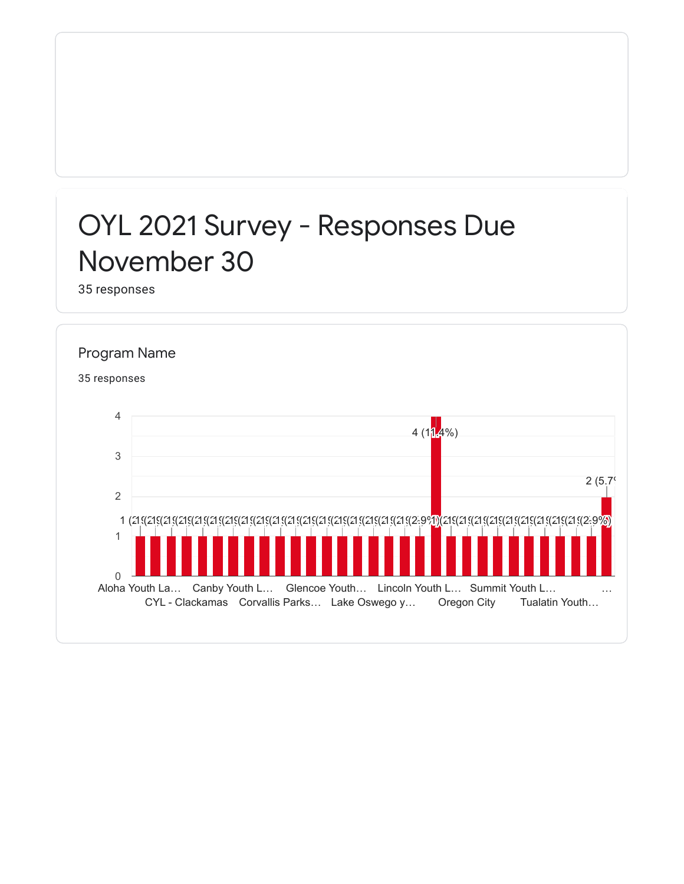# OYL 2021 Survey - Responses Due November 30

35 responses

## Program Name

35 responses

| Program Name | Responses |
| --- | --- |
| Aloha Youth La… | 1 (2.9%) |
| CYL - Clackamas | 1 (2.9%) |
| Canby Youth L… | 1 (2.9%) |
| Corvallis Parks… | 1 (2.9%) |
| Glencoe Youth… | 1 (2.9%) |
| Lake Oswego y… | 1 (2.9%) |
| Lincoln Youth L… | 1 (2.9%) |
| Oregon City | 1 (2.9%) |
| Summit Youth L… | 1 (2.9%) |
| Tualatin Youth… | 1 (2.9%) |
| … | 2 (5.7%) |

Note: The chart shows 31 bars; only some category labels are visible. All visible bars are 1 (2.9%), except one bar at 4 (11.4%) and the final bar at 2 (5.7%).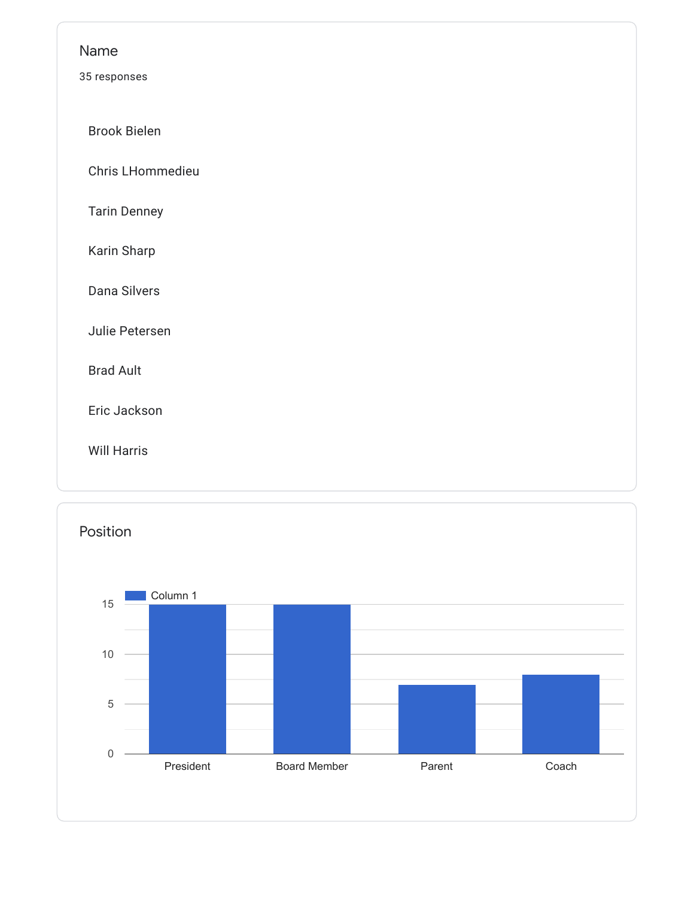## Name

35 responses

- Brook Bielen
- Chris LHommedieu
- Tarin Denney
- Karin Sharp
- Dana Silvers
- Julie Petersen
- Brad Ault
- Eric Jackson
- Will Harris

## Position

| Position | Column 1 |
| --- | --- |
| President | 15 |
| Board Member | 15 |
| Parent | 7 |
| Coach | 8 |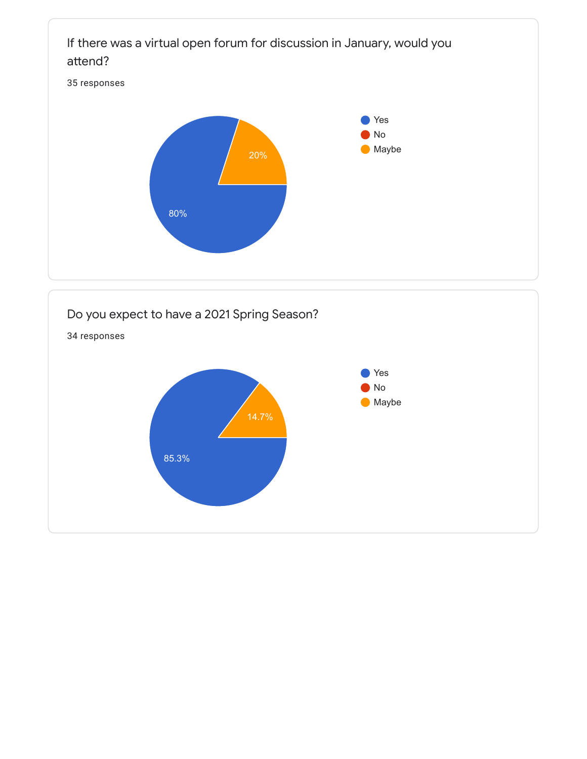## If there was a virtual open forum for discussion in January, would you attend?

35 responses

| Response | Percentage |
| --- | --- |
| Yes | 80% |
| No | |
| Maybe | 20% |

## Do you expect to have a 2021 Spring Season?

34 responses

| Response | Percentage |
| --- | --- |
| Yes | 85.3% |
| No | |
| Maybe | 14.7% |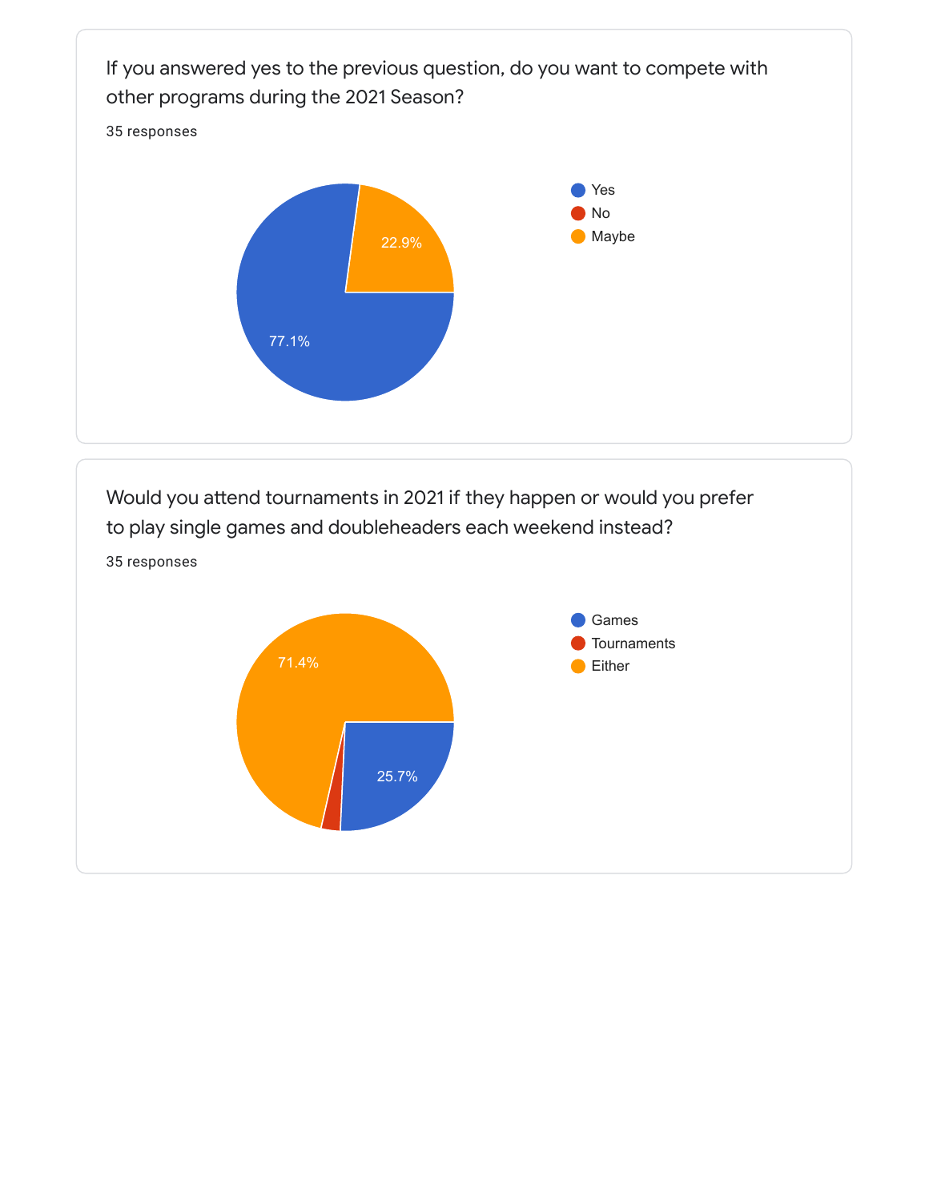If you answered yes to the previous question, do you want to compete with other programs during the 2021 Season?

35 responses

- Yes: 77.1%
- No
- Maybe: 22.9%

Would you attend tournaments in 2021 if they happen or would you prefer to play single games and doubleheaders each weekend instead?

35 responses

- Games: 25.7%
- Tournaments
- Either: 71.4%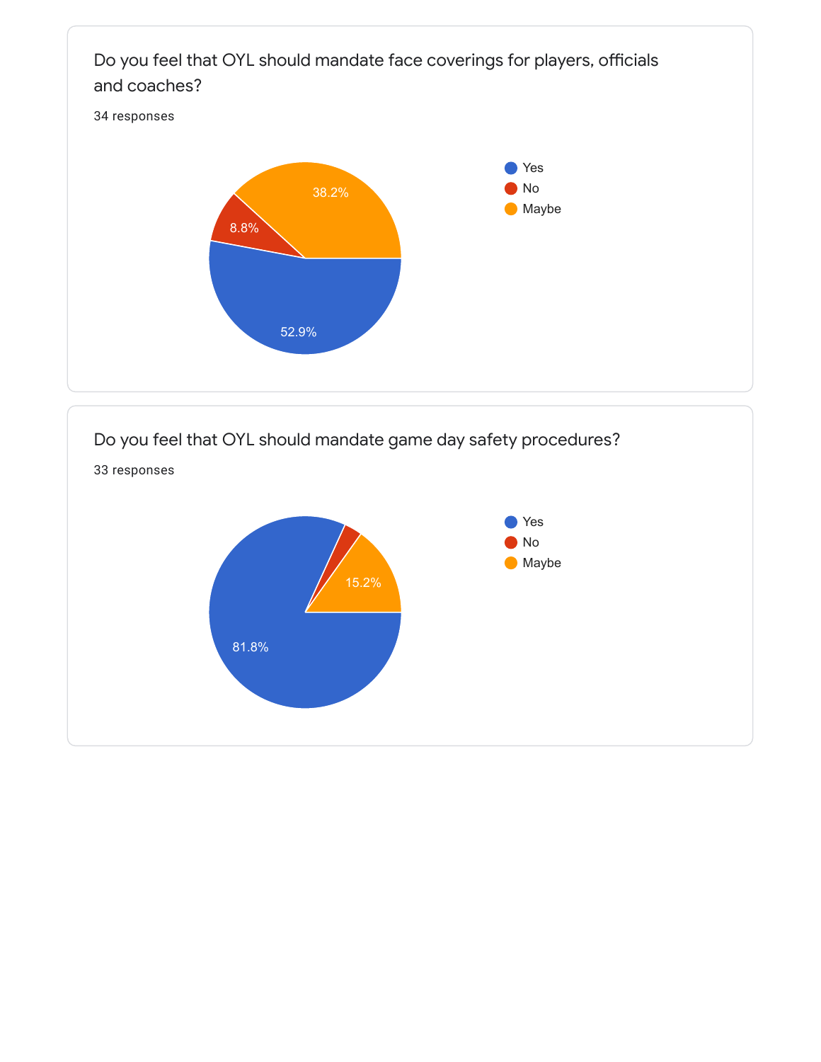Do you feel that OYL should mandate face coverings for players, officials and coaches?

34 responses

- Yes: 52.9%
- No: 8.8%
- Maybe: 38.2%

Do you feel that OYL should mandate game day safety procedures?

33 responses

- Yes: 81.8%
- No
- Maybe: 15.2%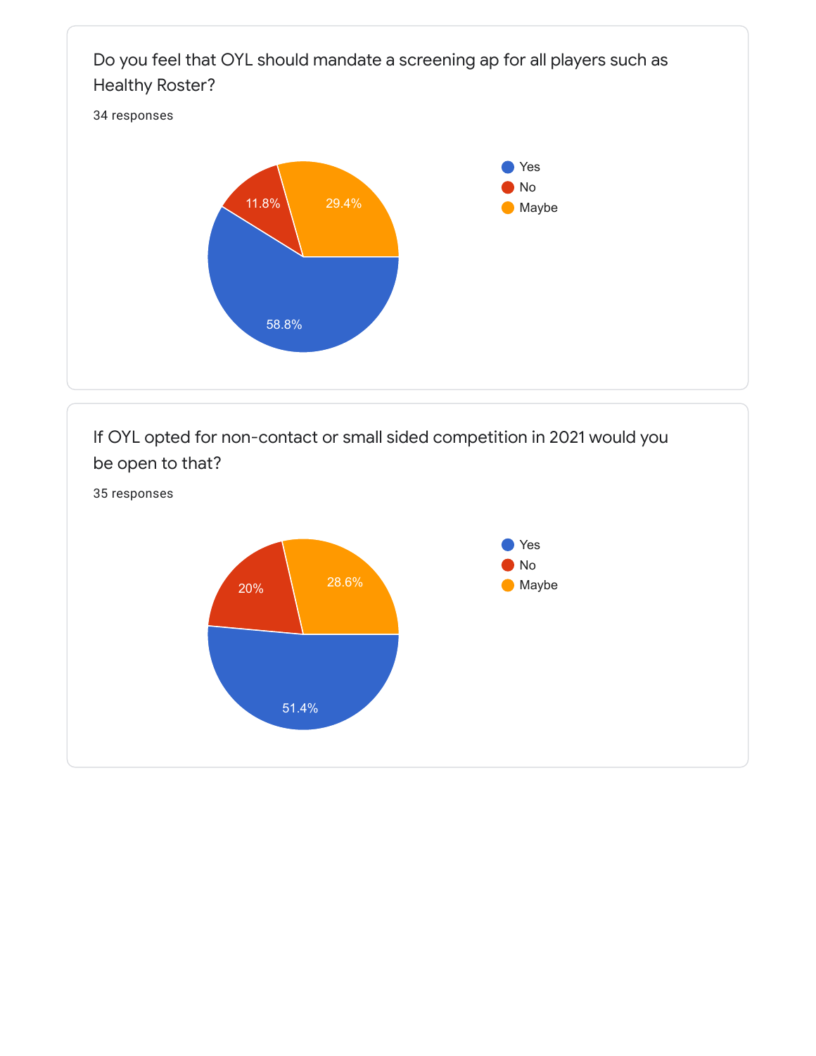Do you feel that OYL should mandate a screening ap for all players such as Healthy Roster?

34 responses

| Response | Percentage |
| --- | --- |
| Yes | 58.8% |
| No | 11.8% |
| Maybe | 29.4% |

If OYL opted for non-contact or small sided competition in 2021 would you be open to that?

35 responses

| Response | Percentage |
| --- | --- |
| Yes | 51.4% |
| No | 20% |
| Maybe | 28.6% |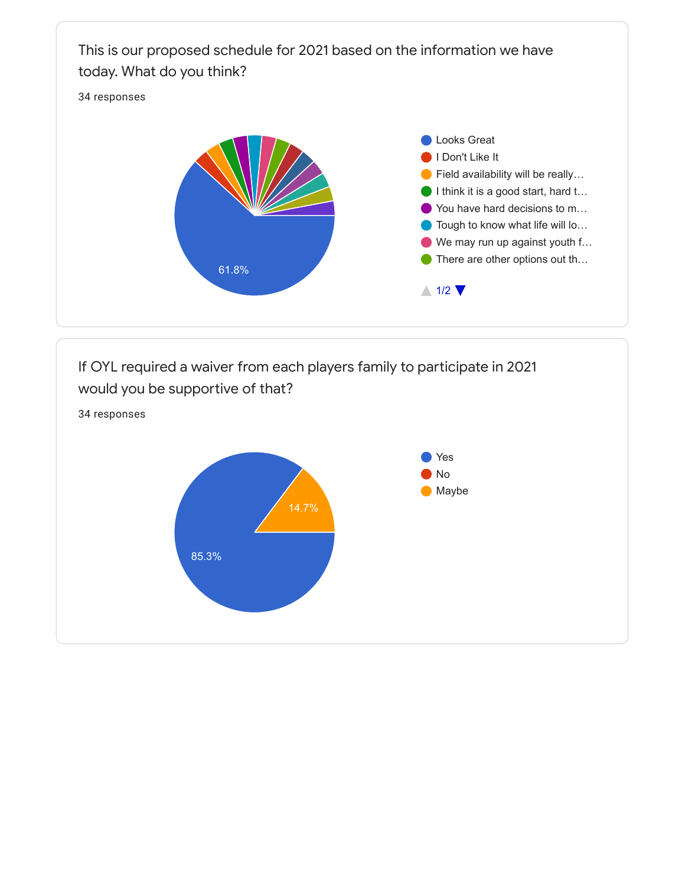This is our proposed schedule for 2021 based on the information we have today. What do you think?

34 responses

- Looks Great
- I Don't Like It
- Field availability will be really…
- I think it is a good start, hard t…
- You have hard decisions to m…
- Tough to know what life will lo…
- We may run up against youth f…
- There are other options out th…

1/2

61.8%

If OYL required a waiver from each players family to participate in 2021 would you be supportive of that?

34 responses

- Yes
- No
- Maybe

85.3%

14.7%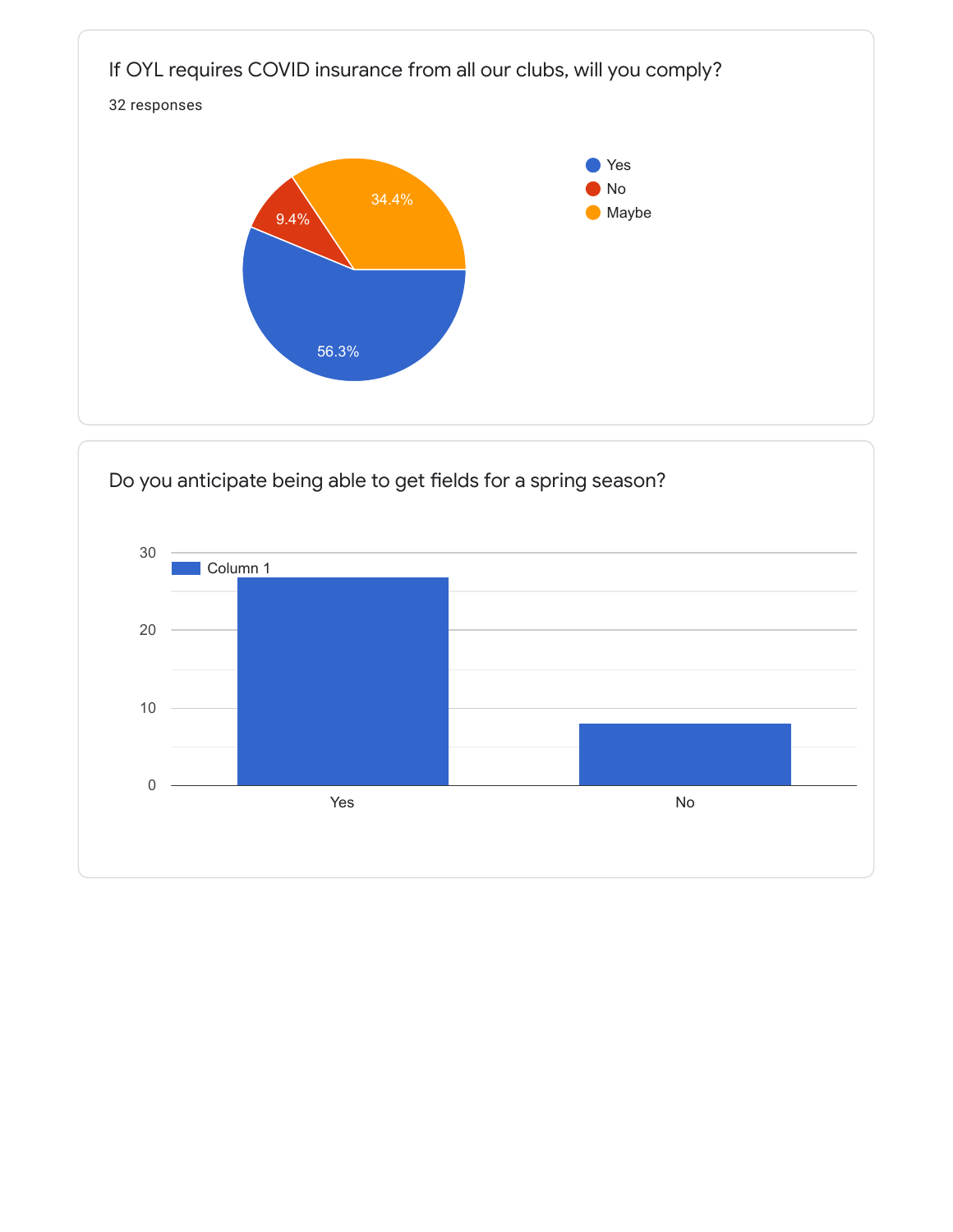If OYL requires COVID insurance from all our clubs, will you comply?

32 responses

| Response | Percentage |
| --- | --- |
| Yes | 56.3% |
| No | 9.4% |
| Maybe | 34.4% |

Do you anticipate being able to get fields for a spring season?

Column 1

| Response | Count |
| --- | --- |
| Yes | 27 |
| No | 8 |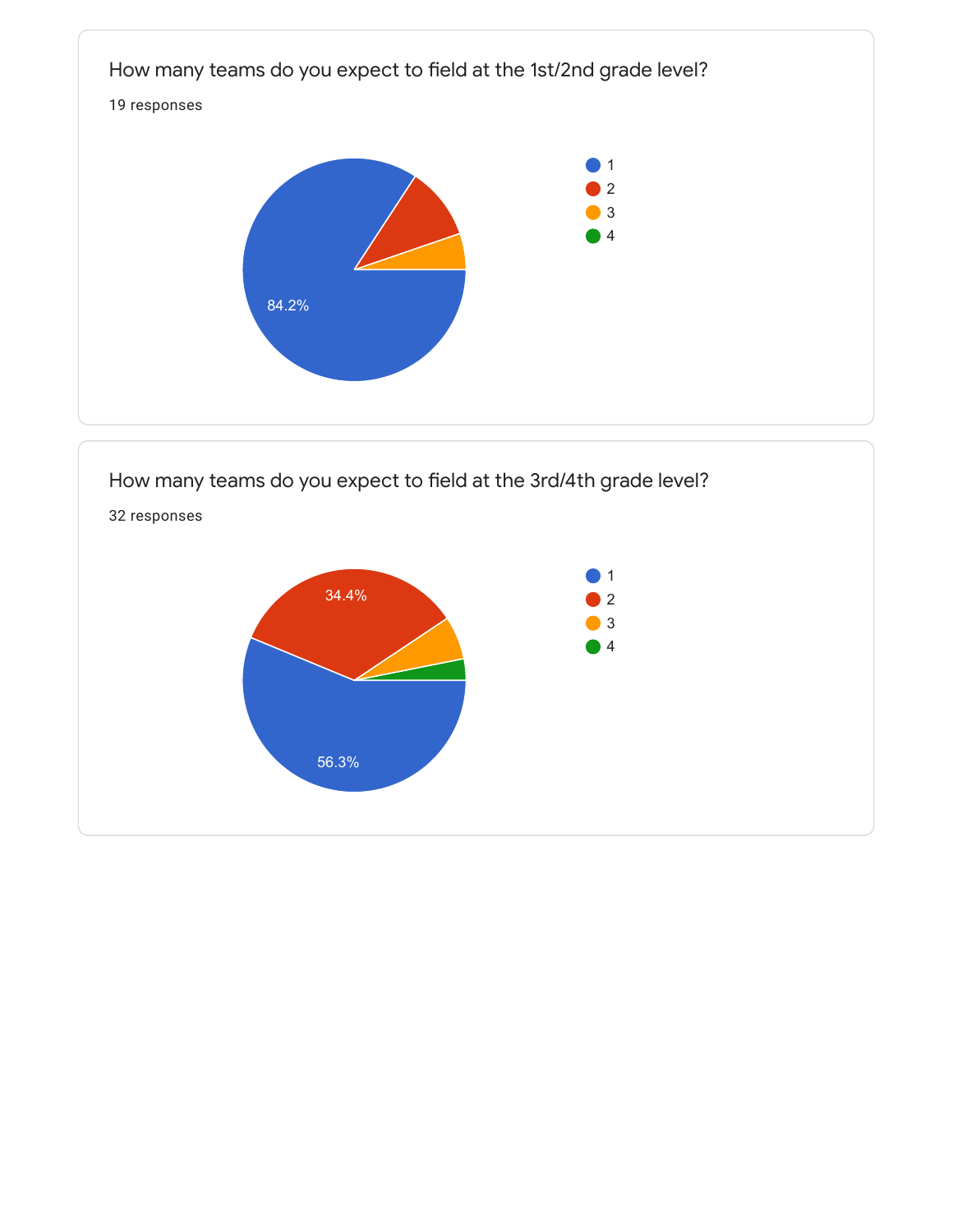How many teams do you expect to field at the 1st/2nd grade level?

19 responses

- 1
- 2
- 3
- 4

84.2%

How many teams do you expect to field at the 3rd/4th grade level?

32 responses

- 1
- 2
- 3
- 4

34.4%

56.3%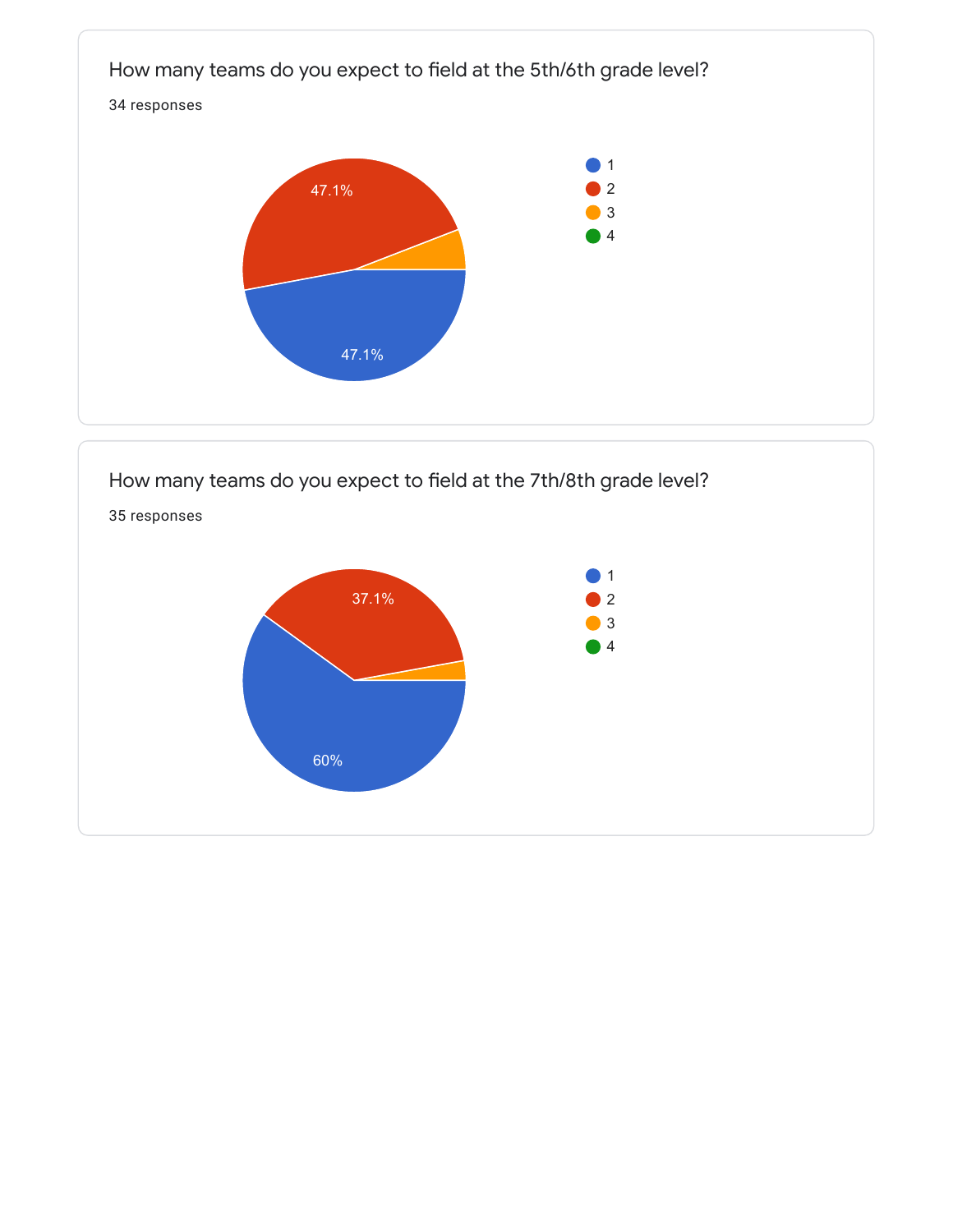How many teams do you expect to field at the 5th/6th grade level?

34 responses

- 1: 47.1%
- 2: 47.1%
- 3
- 4

How many teams do you expect to field at the 7th/8th grade level?

35 responses

- 1: 60%
- 2: 37.1%
- 3
- 4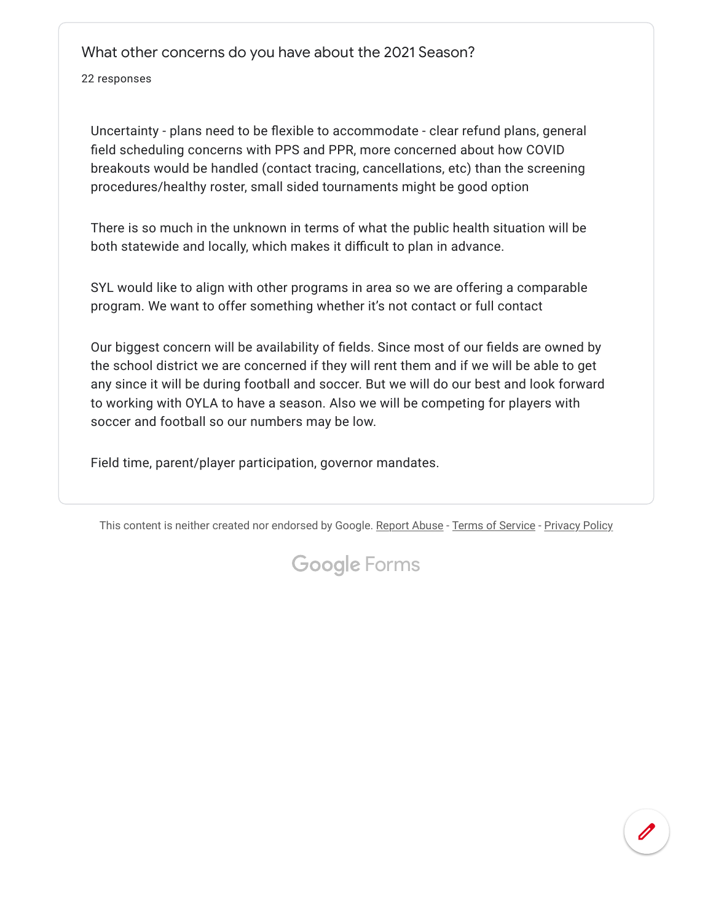What other concerns do you have about the 2021 Season?

22 responses

Uncertainty - plans need to be flexible to accommodate - clear refund plans, general field scheduling concerns with PPS and PPR, more concerned about how COVID breakouts would be handled (contact tracing, cancellations, etc) than the screening procedures/healthy roster, small sided tournaments might be good option

There is so much in the unknown in terms of what the public health situation will be both statewide and locally, which makes it difficult to plan in advance.

SYL would like to align with other programs in area so we are offering a comparable program. We want to offer something whether it's not contact or full contact

Our biggest concern will be availability of fields. Since most of our fields are owned by the school district we are concerned if they will rent them and if we will be able to get any since it will be during football and soccer. But we will do our best and look forward to working with OYLA to have a season. Also we will be competing for players with soccer and football so our numbers may be low.

Field time, parent/player participation, governor mandates.

This content is neither created nor endorsed by Google. Report Abuse - Terms of Service - Privacy Policy

Google Forms